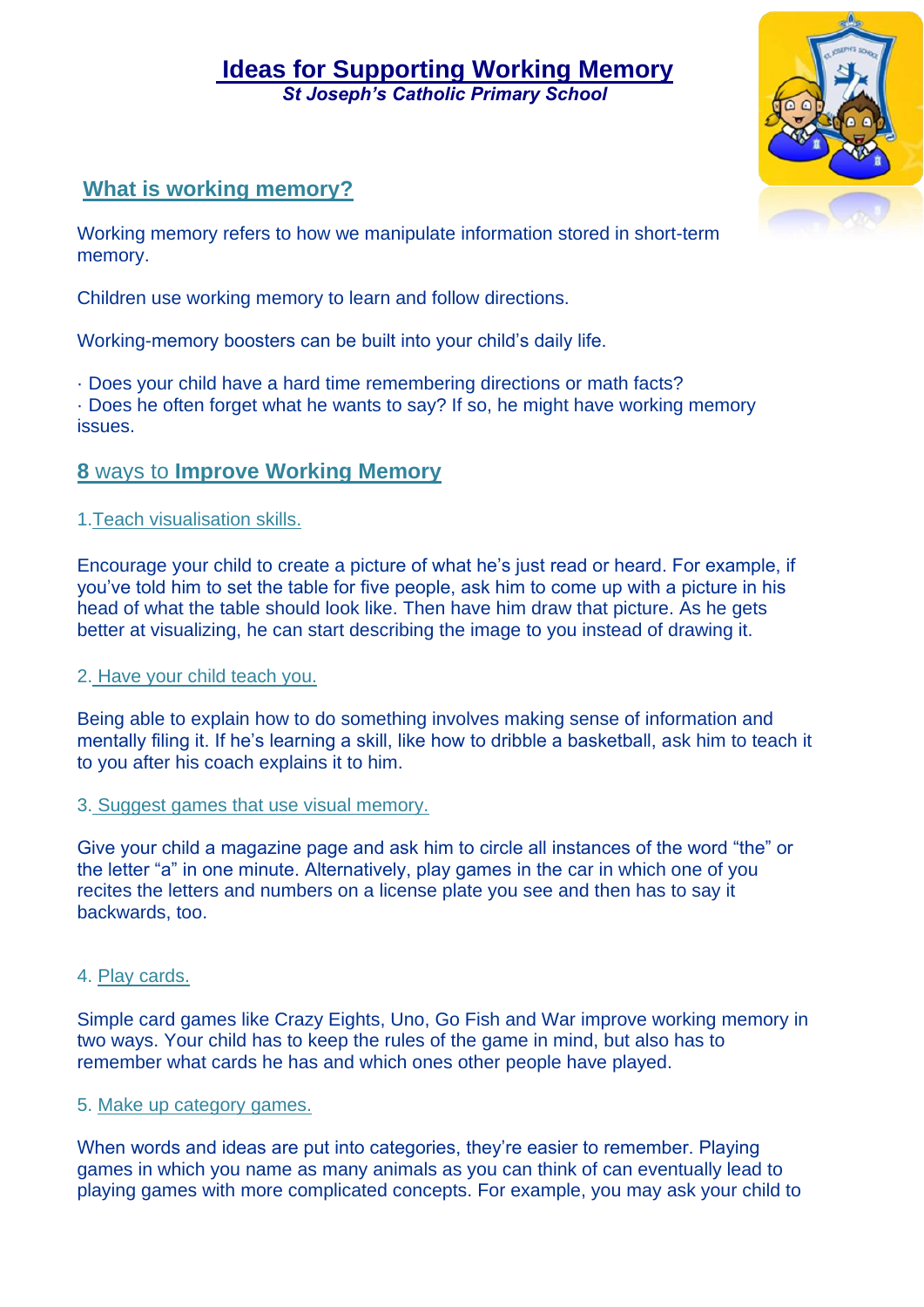# Ideas for Supporting Working Memory

***St Joseph's Catholic Primary School***

## What is working memory?

Working memory refers to how we manipulate information stored in short-term memory.

Children use working memory to learn and follow directions.

Working-memory boosters can be built into your child's daily life.

· Does your child have a hard time remembering directions or math facts?
· Does he often forget what he wants to say? If so, he might have working memory issues.

## 8 ways to **Improve Working Memory**

### 1. Teach visualisation skills.

Encourage your child to create a picture of what he's just read or heard. For example, if you've told him to set the table for five people, ask him to come up with a picture in his head of what the table should look like. Then have him draw that picture. As he gets better at visualizing, he can start describing the image to you instead of drawing it.

### 2. Have your child teach you.

Being able to explain how to do something involves making sense of information and mentally filing it. If he's learning a skill, like how to dribble a basketball, ask him to teach it to you after his coach explains it to him.

### 3. Suggest games that use visual memory.

Give your child a magazine page and ask him to circle all instances of the word "the" or the letter "a" in one minute. Alternatively, play games in the car in which one of you recites the letters and numbers on a license plate you see and then has to say it backwards, too.

### 4. Play cards.

Simple card games like Crazy Eights, Uno, Go Fish and War improve working memory in two ways. Your child has to keep the rules of the game in mind, but also has to remember what cards he has and which ones other people have played.

### 5. Make up category games.

When words and ideas are put into categories, they're easier to remember. Playing games in which you name as many animals as you can think of can eventually lead to playing games with more complicated concepts. For example, you may ask your child to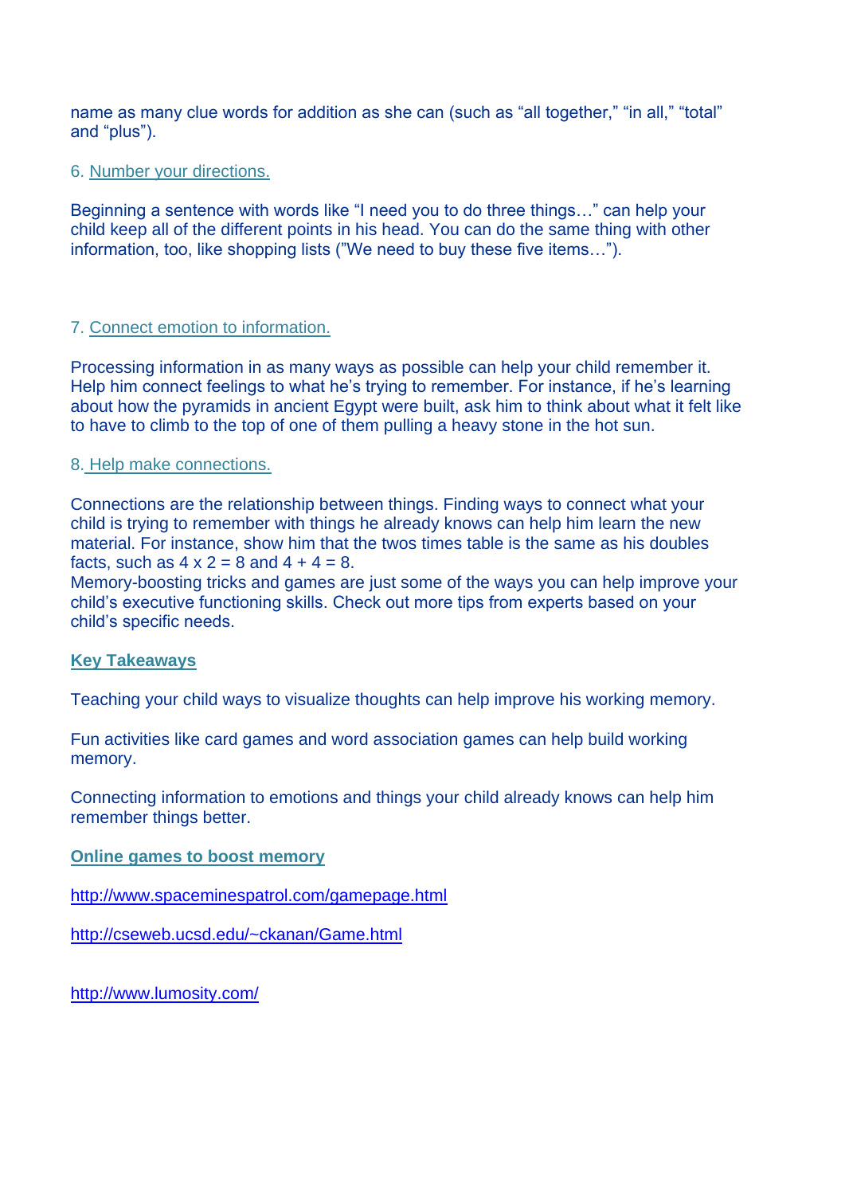name as many clue words for addition as she can (such as "all together," "in all," "total" and "plus").

6. Number your directions.

Beginning a sentence with words like "I need you to do three things…" can help your child keep all of the different points in his head. You can do the same thing with other information, too, like shopping lists ("We need to buy these five items…").

7. Connect emotion to information.

Processing information in as many ways as possible can help your child remember it. Help him connect feelings to what he's trying to remember. For instance, if he's learning about how the pyramids in ancient Egypt were built, ask him to think about what it felt like to have to climb to the top of one of them pulling a heavy stone in the hot sun.

8. Help make connections.

Connections are the relationship between things. Finding ways to connect what your child is trying to remember with things he already knows can help him learn the new material. For instance, show him that the twos times table is the same as his doubles facts, such as $4 \times 2 = 8$ and $4 + 4 = 8$.
Memory-boosting tricks and games are just some of the ways you can help improve your child's executive functioning skills. Check out more tips from experts based on your child's specific needs.

**Key Takeaways**

Teaching your child ways to visualize thoughts can help improve his working memory.

Fun activities like card games and word association games can help build working memory.

Connecting information to emotions and things your child already knows can help him remember things better.

**Online games to boost memory**

http://www.spaceminespatrol.com/gamepage.html

http://cseweb.ucsd.edu/~ckanan/Game.html

http://www.lumosity.com/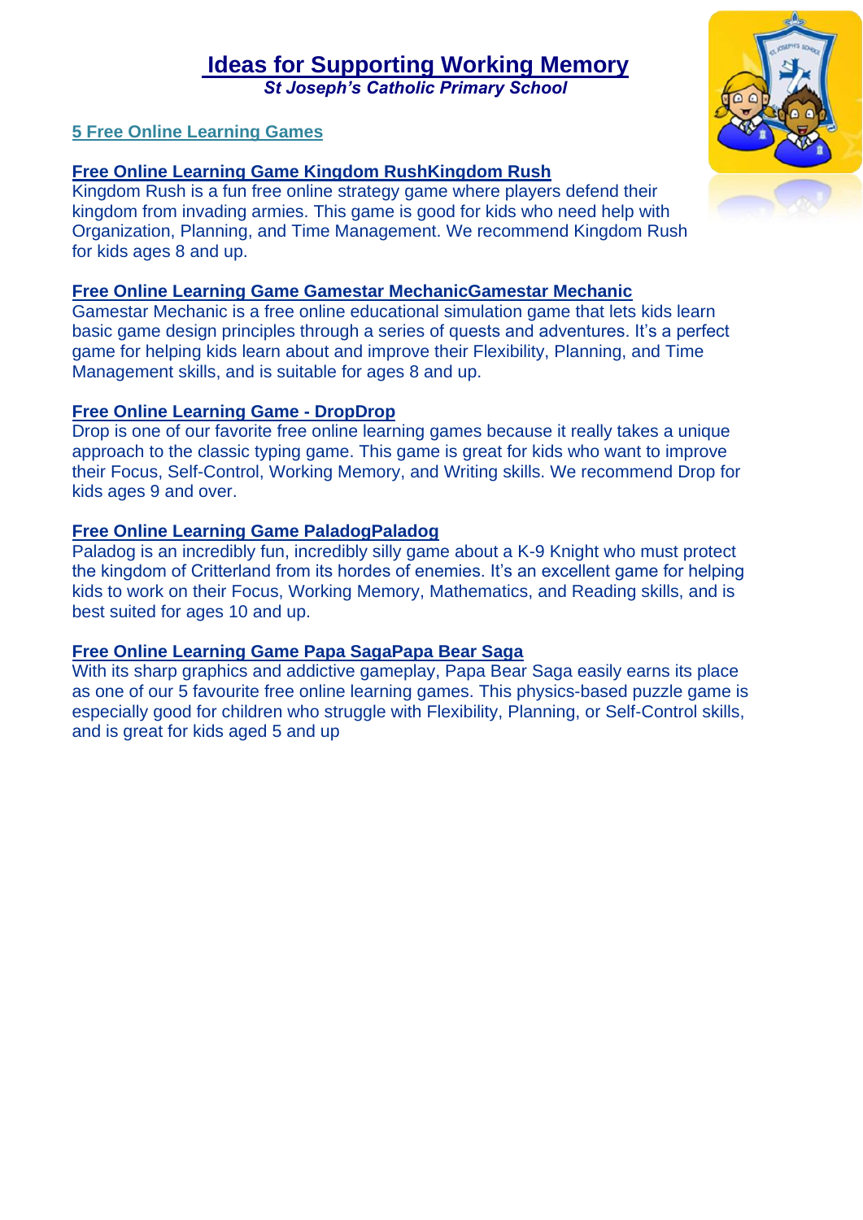# Ideas for Supporting Working Memory

*St Joseph's Catholic Primary School*

## 5 Free Online Learning Games

### Free Online Learning Game Kingdom RushKingdom Rush

Kingdom Rush is a fun free online strategy game where players defend their kingdom from invading armies. This game is good for kids who need help with Organization, Planning, and Time Management. We recommend Kingdom Rush for kids ages 8 and up.

### Free Online Learning Game Gamestar MechanicGamestar Mechanic

Gamestar Mechanic is a free online educational simulation game that lets kids learn basic game design principles through a series of quests and adventures. It's a perfect game for helping kids learn about and improve their Flexibility, Planning, and Time Management skills, and is suitable for ages 8 and up.

### Free Online Learning Game - DropDrop

Drop is one of our favorite free online learning games because it really takes a unique approach to the classic typing game. This game is great for kids who want to improve their Focus, Self-Control, Working Memory, and Writing skills. We recommend Drop for kids ages 9 and over.

### Free Online Learning Game PaladogPaladog

Paladog is an incredibly fun, incredibly silly game about a K-9 Knight who must protect the kingdom of Critterland from its hordes of enemies. It's an excellent game for helping kids to work on their Focus, Working Memory, Mathematics, and Reading skills, and is best suited for ages 10 and up.

### Free Online Learning Game Papa SagaPapa Bear Saga

With its sharp graphics and addictive gameplay, Papa Bear Saga easily earns its place as one of our 5 favourite free online learning games. This physics-based puzzle game is especially good for children who struggle with Flexibility, Planning, or Self-Control skills, and is great for kids aged 5 and up